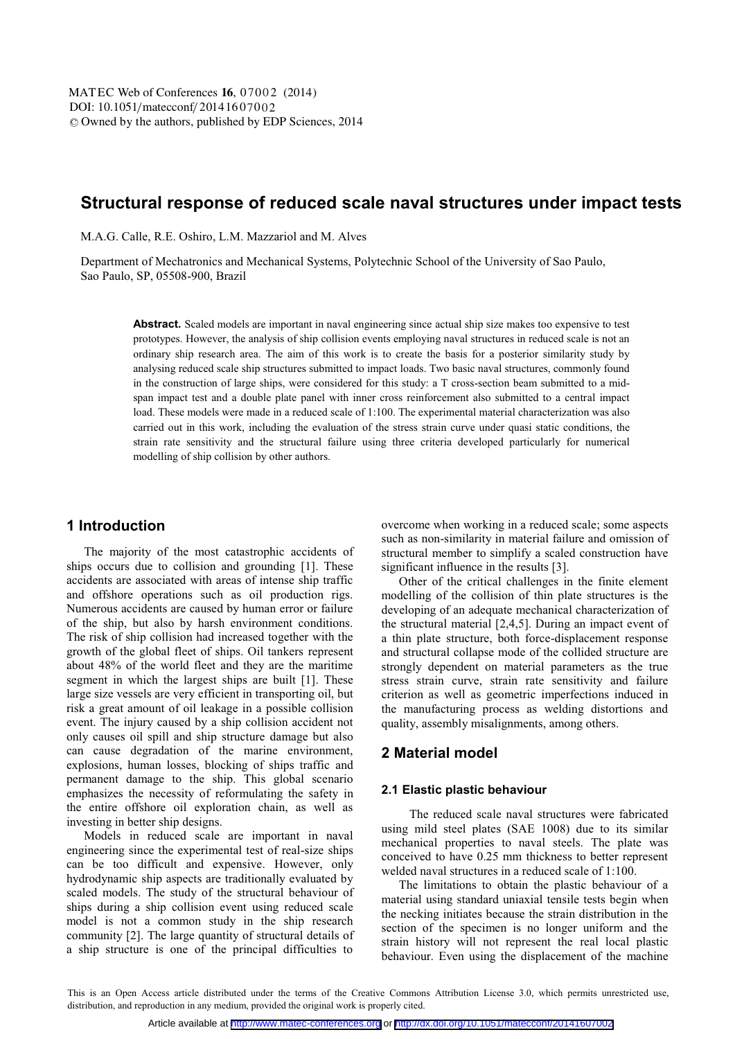# Structural response of reduced scale naval structures under impact tests

M.A.G. Calle, R.E. Oshiro, L.M. Mazzariol and M. Alves

Department of Mechatronics and Mechanical Systems, Polytechnic School of the University of Sao Paulo, Sao Paulo, SP, 05508-900, Brazil

**Abstract.** Scaled models are important in naval engineering since actual ship size makes too expensive to test prototypes. However, the analysis of ship collision events employing naval structures in reduced scale is not an ordinary ship research area. The aim of this work is to create the basis for a posterior similarity study by analysing reduced scale ship structures submitted to impact loads. Two basic naval structures, commonly found in the construction of large ships, were considered for this study: a T cross-section beam submitted to a mid-span impact test and a double plate panel with inner cross reinforcement also submitted to a central impact load. These models were made in a reduced scale of 1:100. The experimental material characterization was also carried out in this work, including the evaluation of the stress strain curve under quasi static conditions, the strain rate sensitivity and the structural failure using three criteria developed particularly for numerical modelling of ship collision by other authors.

## 1 Introduction

The majority of the most catastrophic accidents of ships occurs due to collision and grounding [1]. These accidents are associated with areas of intense ship traffic and offshore operations such as oil production rigs. Numerous accidents are caused by human error or failure of the ship, but also by harsh environment conditions. The risk of ship collision had increased together with the growth of the global fleet of ships. Oil tankers represent about 48% of the world fleet and they are the maritime segment in which the largest ships are built [1]. These large size vessels are very efficient in transporting oil, but risk a great amount of oil leakage in a possible collision event. The injury caused by a ship collision accident not only causes oil spill and ship structure damage but also can cause degradation of the marine environment, explosions, human losses, blocking of ships traffic and permanent damage to the ship. This global scenario emphasizes the necessity of reformulating the safety in the entire offshore oil exploration chain, as well as investing in better ship designs.

Models in reduced scale are important in naval engineering since the experimental test of real-size ships can be too difficult and expensive. However, only hydrodynamic ship aspects are traditionally evaluated by scaled models. The study of the structural behaviour of ships during a ship collision event using reduced scale model is not a common study in the ship research community [2]. The large quantity of structural details of a ship structure is one of the principal difficulties to overcome when working in a reduced scale; some aspects such as non-similarity in material failure and omission of structural member to simplify a scaled construction have significant influence in the results [3].

Other of the critical challenges in the finite element modelling of the collision of thin plate structures is the developing of an adequate mechanical characterization of the structural material [2,4,5]. During an impact event of a thin plate structure, both force-displacement response and structural collapse mode of the collided structure are strongly dependent on material parameters as the true stress strain curve, strain rate sensitivity and failure criterion as well as geometric imperfections induced in the manufacturing process as welding distortions and quality, assembly misalignments, among others.

## 2 Material model

### 2.1 Elastic plastic behaviour

The reduced scale naval structures were fabricated using mild steel plates (SAE 1008) due to its similar mechanical properties to naval steels. The plate was conceived to have 0.25 mm thickness to better represent welded naval structures in a reduced scale of 1:100.

The limitations to obtain the plastic behaviour of a material using standard uniaxial tensile tests begin when the necking initiates because the strain distribution in the section of the specimen is no longer uniform and the strain history will not represent the real local plastic behaviour. Even using the displacement of the machine

This is an Open Access article distributed under the terms of the Creative Commons Attribution License 3.0, which permits unrestricted use, distribution, and reproduction in any medium, provided the original work is properly cited.

Article available at http://www.matec-conferences.org or http://dx.doi.org/10.1051/matecconf/20141607002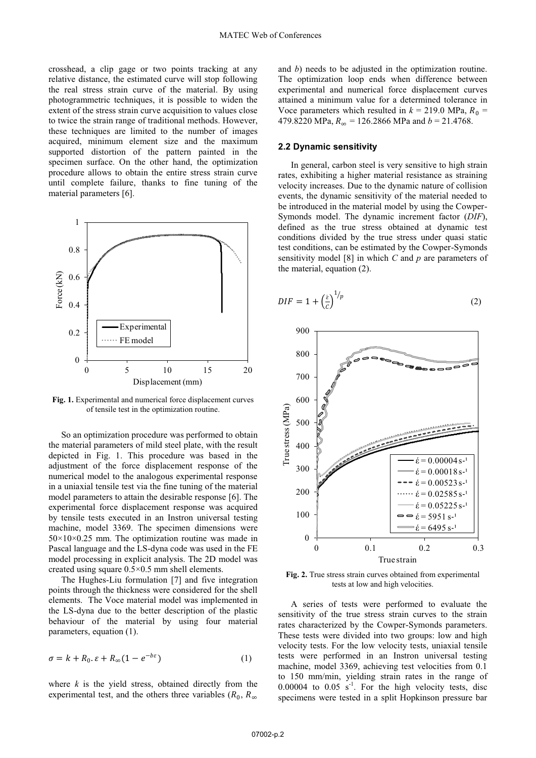crosshead, a clip gage or two points tracking at any relative distance, the estimated curve will stop following the real stress strain curve of the material. By using photogrammetric techniques, it is possible to widen the extent of the stress strain curve acquisition to values close to twice the strain range of traditional methods. However, these techniques are limited to the number of images acquired, minimum element size and the maximum supported distortion of the pattern painted in the specimen surface. On the other hand, the optimization procedure allows to obtain the entire stress strain curve until complete failure, thanks to fine tuning of the material parameters [6].

**Fig. 1.** Experimental and numerical force displacement curves of tensile test in the optimization routine.

So an optimization procedure was performed to obtain the material parameters of mild steel plate, with the result depicted in Fig. 1. This procedure was based in the adjustment of the force displacement response of the numerical model to the analogous experimental response in a uniaxial tensile test via the fine tuning of the material model parameters to attain the desirable response [6]. The experimental force displacement response was acquired by tensile tests executed in an Instron universal testing machine, model 3369. The specimen dimensions were 50×10×0.25 mm. The optimization routine was made in Pascal language and the LS-dyna code was used in the FE model processing in explicit analysis. The 2D model was created using square 0.5×0.5 mm shell elements.

The Hughes-Liu formulation [7] and five integration points through the thickness were considered for the shell elements. The Voce material model was implemented in the LS-dyna due to the better description of the plastic behaviour of the material by using four material parameters, equation (1).

$$\sigma = k + R_0 . \varepsilon + R_\infty (1 - e^{-b\varepsilon}) \tag{1}$$

where $k$ is the yield stress, obtained directly from the experimental test, and the others three variables ($R_0$, $R_\infty$ and $b$) needs to be adjusted in the optimization routine. The optimization loop ends when difference between experimental and numerical force displacement curves attained a minimum value for a determined tolerance in Voce parameters which resulted in $k$ = 219.0 MPa, $R_0$ = 479.8220 MPa, $R_\infty$ = 126.2866 MPa and $b$ = 21.4768.

### 2.2 Dynamic sensitivity

In general, carbon steel is very sensitive to high strain rates, exhibiting a higher material resistance as straining velocity increases. Due to the dynamic nature of collision events, the dynamic sensitivity of the material needed to be introduced in the material model by using the Cowper-Symonds model. The dynamic increment factor (*DIF*), defined as the true stress obtained at dynamic test conditions divided by the true stress under quasi static test conditions, can be estimated by the Cowper-Symonds sensitivity model [8] in which $C$ and $p$ are parameters of the material, equation (2).

$$DIF = 1 + \left(\frac{\dot{\varepsilon}}{C}\right)^{1/p} \tag{2}$$

**Fig. 2.** True stress strain curves obtained from experimental tests at low and high velocities.

A series of tests were performed to evaluate the sensitivity of the true stress strain curves to the strain rates characterized by the Cowper-Symonds parameters. These tests were divided into two groups: low and high velocity tests. For the low velocity tests, uniaxial tensile tests were performed in an Instron universal testing machine, model 3369, achieving test velocities from 0.1 to 150 mm/min, yielding strain rates in the range of 0.00004 to 0.05 $s^{-1}$. For the high velocity tests, disc specimens were tested in a split Hopkinson pressure bar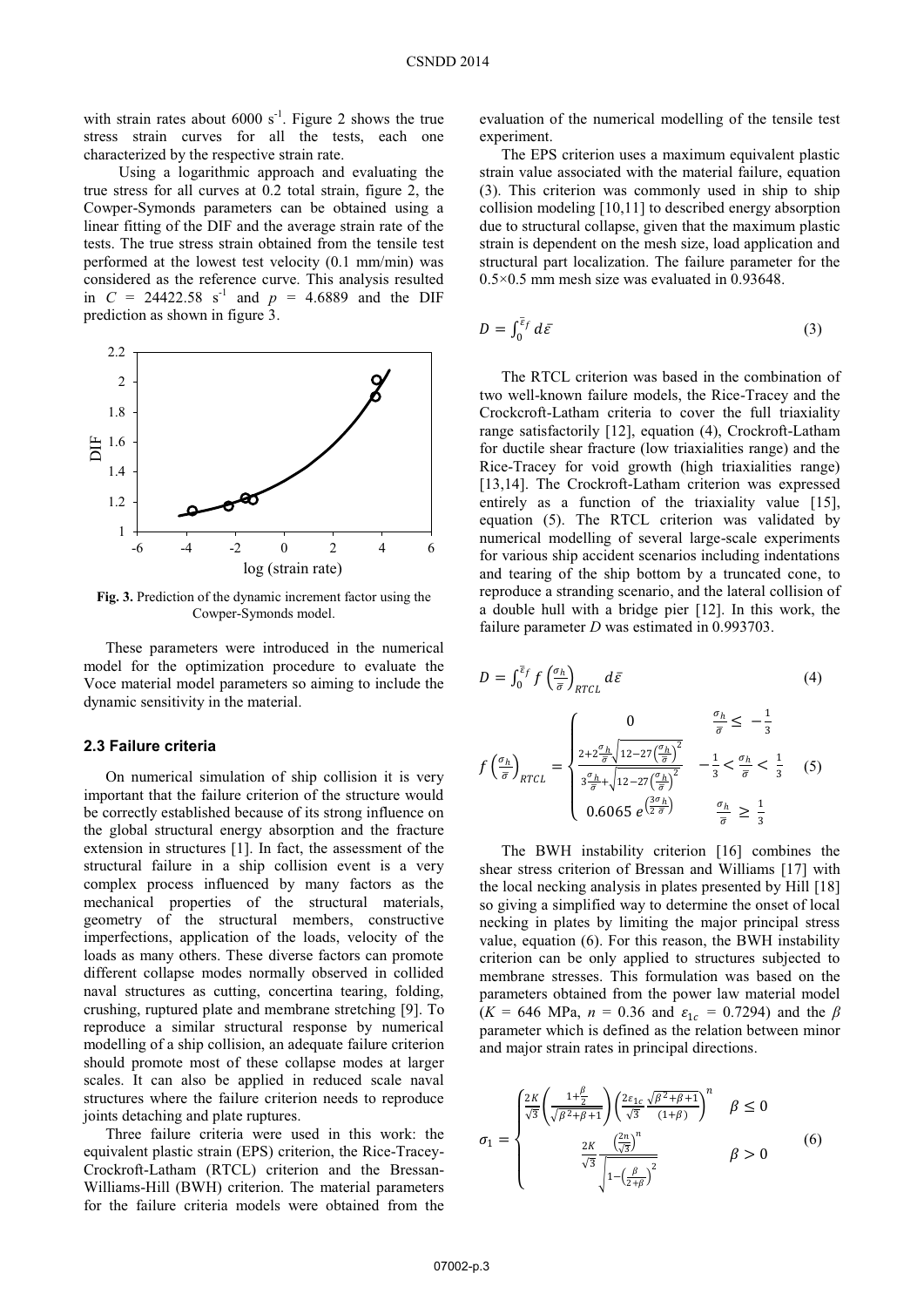with strain rates about 6000 $s^{-1}$. Figure 2 shows the true stress strain curves for all the tests, each one characterized by the respective strain rate.

Using a logarithmic approach and evaluating the true stress for all curves at 0.2 total strain, figure 2, the Cowper-Symonds parameters can be obtained using a linear fitting of the DIF and the average strain rate of the tests. The true stress strain obtained from the tensile test performed at the lowest test velocity (0.1 mm/min) was considered as the reference curve. This analysis resulted in $C$ = 24422.58 $s^{-1}$ and $p$ = 4.6889 and the DIF prediction as shown in figure 3.

**Fig. 3.** Prediction of the dynamic increment factor using the Cowper-Symonds model.

These parameters were introduced in the numerical model for the optimization procedure to evaluate the Voce material model parameters so aiming to include the dynamic sensitivity in the material.

### 2.3 Failure criteria

On numerical simulation of ship collision it is very important that the failure criterion of the structure would be correctly established because of its strong influence on the global structural energy absorption and the fracture extension in structures [1]. In fact, the assessment of the structural failure in a ship collision event is a very complex process influenced by many factors as the mechanical properties of the structural materials, geometry of the structural members, constructive imperfections, application of the loads, velocity of the loads as many others. These diverse factors can promote different collapse modes normally observed in collided naval structures as cutting, concertina tearing, folding, crushing, ruptured plate and membrane stretching [9]. To reproduce a similar structural response by numerical modelling of a ship collision, an adequate failure criterion should promote most of these collapse modes at larger scales. It can also be applied in reduced scale naval structures where the failure criterion needs to reproduce joints detaching and plate ruptures.

Three failure criteria were used in this work: the equivalent plastic strain (EPS) criterion, the Rice-Tracey-Crockcroft-Latham (RTCL) criterion and the Bressan-Williams-Hill (BWH) criterion. The material parameters for the failure criteria models were obtained from the evaluation of the numerical modelling of the tensile test experiment.

The EPS criterion uses a maximum equivalent plastic strain value associated with the material failure, equation (3). This criterion was commonly used in ship to ship collision modeling [10,11] to described energy absorption due to structural collapse, given that the maximum plastic strain is dependent on the mesh size, load application and structural part localization. The failure parameter for the 0.5×0.5 mm mesh size was evaluated in 0.93648.

$$D = \int_0^{\bar{\varepsilon}_f} d\bar{\varepsilon} \tag{3}$$

The RTCL criterion was based in the combination of two well-known failure models, the Rice-Tracey and the Crockcroft-Latham criteria to cover the full triaxiality range satisfactorily [12], equation (4), Crockroft-Latham for ductile shear fracture (low triaxialities range) and the Rice-Tracey for void growth (high triaxialities range) [13,14]. The Crockroft-Latham criterion was expressed entirely as a function of the triaxiality value [15], equation (5). The RTCL criterion was validated by numerical modelling of several large-scale experiments for various ship accident scenarios including indentations and tearing of the ship bottom by a truncated cone, to reproduce a stranding scenario, and the lateral collision of a double hull with a bridge pier [12]. In this work, the failure parameter $D$ was estimated in 0.993703.

$$D = \int_0^{\bar{\varepsilon}_f} f\left(\frac{\sigma_h}{\bar{\sigma}}\right)_{RTCL} d\bar{\varepsilon} \tag{4}$$

$$f\left(\frac{\sigma_h}{\bar{\sigma}}\right)_{RTCL} = \begin{cases} 0 & \frac{\sigma_h}{\bar{\sigma}} \leq -\frac{1}{3} \\ \dfrac{2+2\frac{\sigma_h}{\bar{\sigma}}\sqrt{12-27\left(\frac{\sigma_h}{\bar{\sigma}}\right)^2}}{3\frac{\sigma_h}{\bar{\sigma}}+\sqrt{12-27\left(\frac{\sigma_h}{\bar{\sigma}}\right)^2}} & -\frac{1}{3} < \frac{\sigma_h}{\bar{\sigma}} < \frac{1}{3} \\ 0.6065\, e^{\left(\frac{3\sigma_h}{2\bar{\sigma}}\right)} & \frac{\sigma_h}{\bar{\sigma}} \geq \frac{1}{3} \end{cases} \tag{5}$$

The BWH instability criterion [16] combines the shear stress criterion of Bressan and Williams [17] with the local necking analysis in plates presented by Hill [18] so giving a simplified way to determine the onset of local necking in plates by limiting the major principal stress value, equation (6). For this reason, the BWH instability criterion can be only applied to structures subjected to membrane stresses. This formulation was based on the parameters obtained from the power law material model ($K$ = 646 MPa, $n$ = 0.36 and $\varepsilon_{1c}$ = 0.7294) and the $\beta$ parameter which is defined as the relation between minor and major strain rates in principal directions.

$$\sigma_1 = \begin{cases} \dfrac{2K}{\sqrt{3}}\left(\dfrac{1+\frac{\beta}{2}}{\sqrt{\beta^2+\beta+1}}\right)\left(\dfrac{2\varepsilon_{1c}}{\sqrt{3}}\dfrac{\sqrt{\beta^2+\beta+1}}{(1+\beta)}\right)^n & \beta \leq 0 \\ \dfrac{2K}{\sqrt{3}}\dfrac{\left(\frac{2n}{\sqrt{3}}\right)^n}{\sqrt{1-\left(\frac{\beta}{2+\beta}\right)^2}} & \beta > 0 \end{cases} \tag{6}$$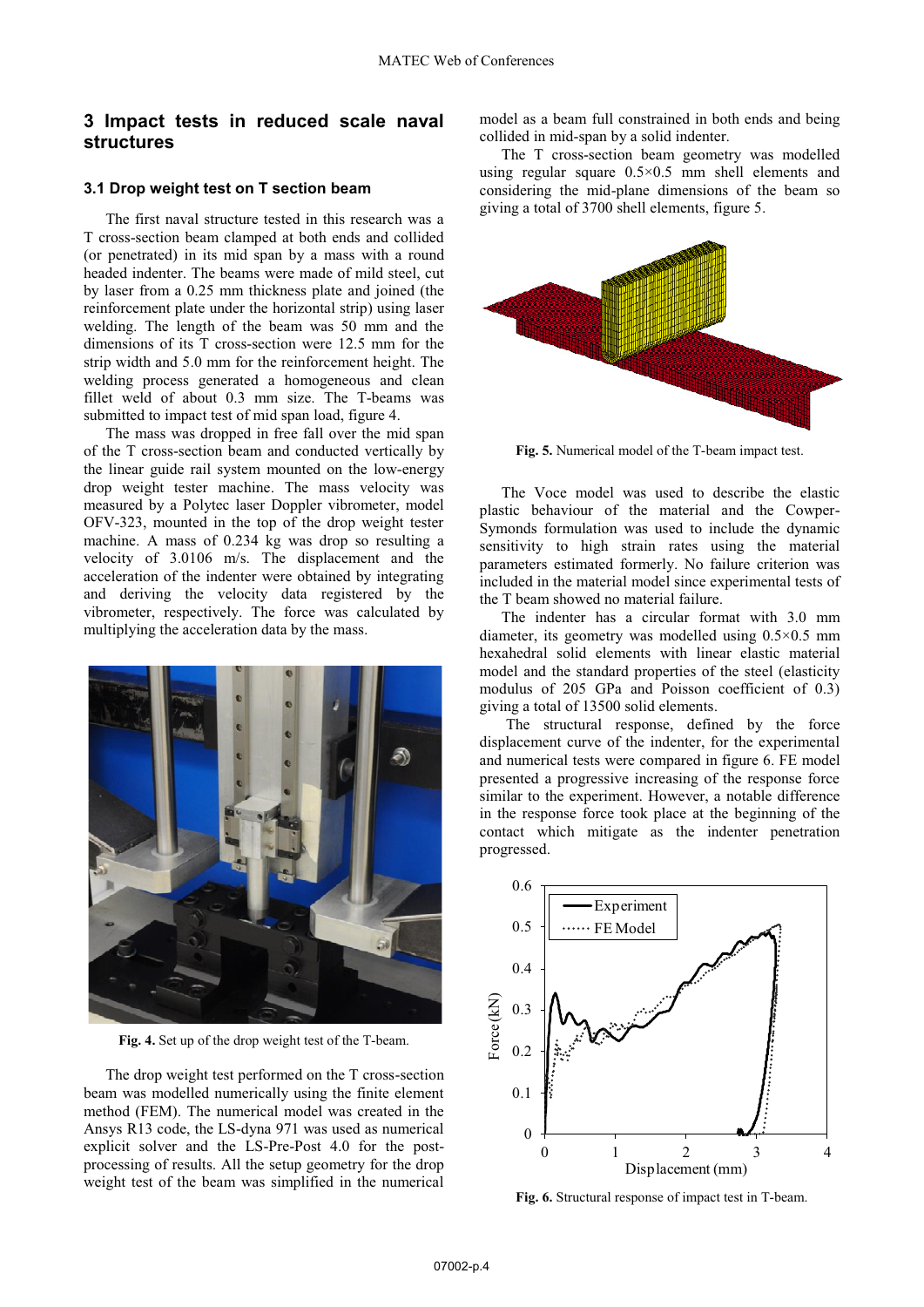## 3 Impact tests in reduced scale naval structures

### 3.1 Drop weight test on T section beam

The first naval structure tested in this research was a T cross-section beam clamped at both ends and collided (or penetrated) in its mid span by a mass with a round headed indenter. The beams were made of mild steel, cut by laser from a 0.25 mm thickness plate and joined (the reinforcement plate under the horizontal strip) using laser welding. The length of the beam was 50 mm and the dimensions of its T cross-section were 12.5 mm for the strip width and 5.0 mm for the reinforcement height. The welding process generated a homogeneous and clean fillet weld of about 0.3 mm size. The T-beams was submitted to impact test of mid span load, figure 4.

The mass was dropped in free fall over the mid span of the T cross-section beam and conducted vertically by the linear guide rail system mounted on the low-energy drop weight tester machine. The mass velocity was measured by a Polytec laser Doppler vibrometer, model OFV-323, mounted in the top of the drop weight tester machine. A mass of 0.234 kg was drop so resulting a velocity of 3.0106 m/s. The displacement and the acceleration of the indenter were obtained by integrating and deriving the velocity data registered by the vibrometer, respectively. The force was calculated by multiplying the acceleration data by the mass.

**Fig. 4.** Set up of the drop weight test of the T-beam.

The drop weight test performed on the T cross-section beam was modelled numerically using the finite element method (FEM). The numerical model was created in the Ansys R13 code, the LS-dyna 971 was used as numerical explicit solver and the LS-Pre-Post 4.0 for the post-processing of results. All the setup geometry for the drop weight test of the beam was simplified in the numerical model as a beam full constrained in both ends and being collided in mid-span by a solid indenter.

The T cross-section beam geometry was modelled using regular square 0.5×0.5 mm shell elements and considering the mid-plane dimensions of the beam so giving a total of 3700 shell elements, figure 5.

**Fig. 5.** Numerical model of the T-beam impact test.

The Voce model was used to describe the elastic plastic behaviour of the material and the Cowper-Symonds formulation was used to include the dynamic sensitivity to high strain rates using the material parameters estimated formerly. No failure criterion was included in the material model since experimental tests of the T beam showed no material failure.

The indenter has a circular format with 3.0 mm diameter, its geometry was modelled using 0.5×0.5 mm hexahedral solid elements with linear elastic material model and the standard properties of the steel (elasticity modulus of 205 GPa and Poisson coefficient of 0.3) giving a total of 13500 solid elements.

The structural response, defined by the force displacement curve of the indenter, for the experimental and numerical tests were compared in figure 6. FE model presented a progressive increasing of the response force similar to the experiment. However, a notable difference in the response force took place at the beginning of the contact which mitigate as the indenter penetration progressed.

**Fig. 6.** Structural response of impact test in T-beam.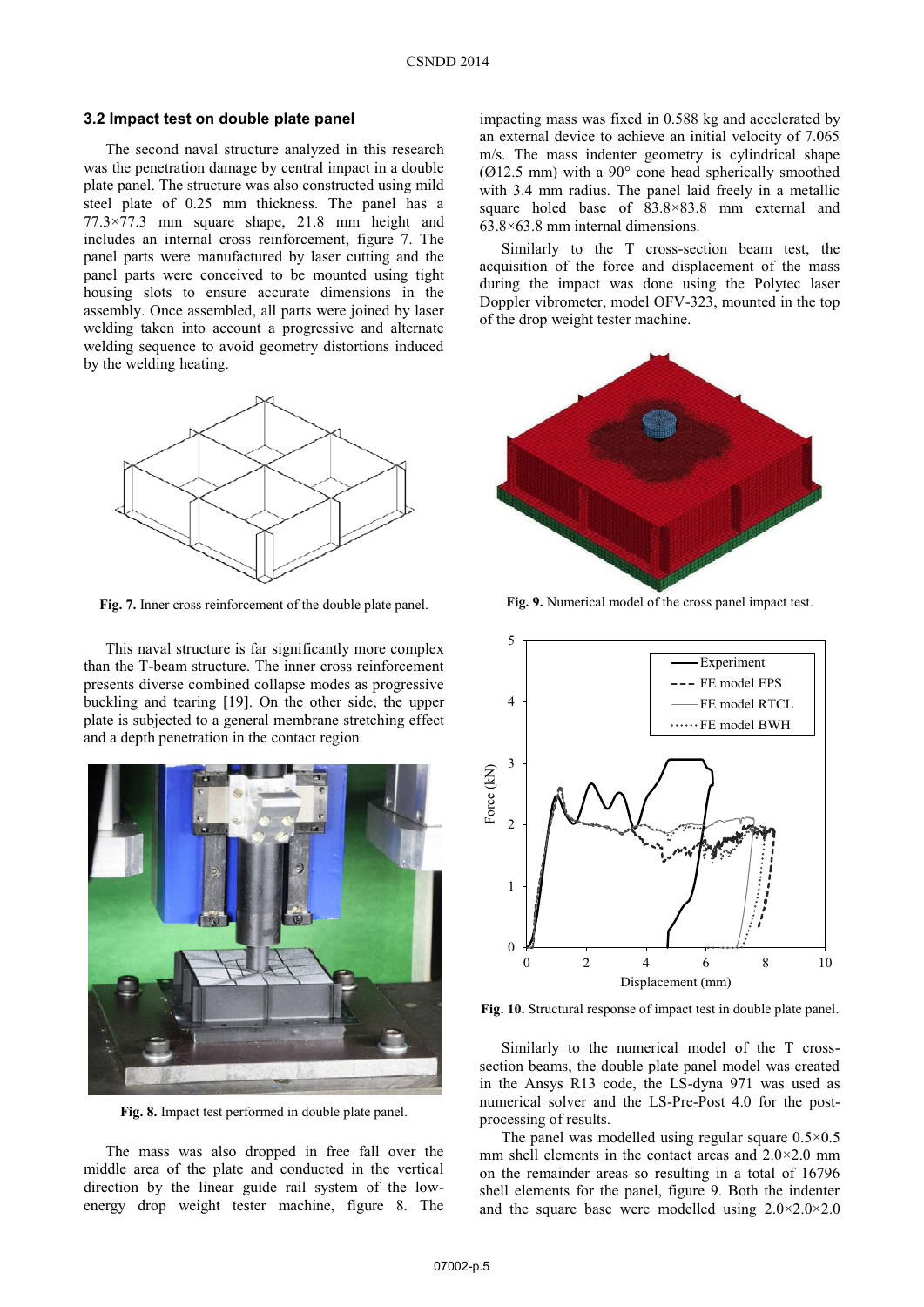### 3.2 Impact test on double plate panel

The second naval structure analyzed in this research was the penetration damage by central impact in a double plate panel. The structure was also constructed using mild steel plate of 0.25 mm thickness. The panel has a 77.3×77.3 mm square shape, 21.8 mm height and includes an internal cross reinforcement, figure 7. The panel parts were manufactured by laser cutting and the panel parts were conceived to be mounted using tight housing slots to ensure accurate dimensions in the assembly. Once assembled, all parts were joined by laser welding taken into account a progressive and alternate welding sequence to avoid geometry distortions induced by the welding heating.

**Fig. 7.** Inner cross reinforcement of the double plate panel.

This naval structure is far significantly more complex than the T-beam structure. The inner cross reinforcement presents diverse combined collapse modes as progressive buckling and tearing [19]. On the other side, the upper plate is subjected to a general membrane stretching effect and a depth penetration in the contact region.

**Fig. 8.** Impact test performed in double plate panel.

The mass was also dropped in free fall over the middle area of the plate and conducted in the vertical direction by the linear guide rail system of the low-energy drop weight tester machine, figure 8. The impacting mass was fixed in 0.588 kg and accelerated by an external device to achieve an initial velocity of 7.065 m/s. The mass indenter geometry is cylindrical shape (Ø12.5 mm) with a 90° cone head spherically smoothed with 3.4 mm radius. The panel laid freely in a metallic square holed base of 83.8×83.8 mm external and 63.8×63.8 mm internal dimensions.

Similarly to the T cross-section beam test, the acquisition of the force and displacement of the mass during the impact was done using the Polytec laser Doppler vibrometer, model OFV-323, mounted in the top of the drop weight tester machine.

**Fig. 9.** Numerical model of the cross panel impact test.

**Fig. 10.** Structural response of impact test in double plate panel.

Similarly to the numerical model of the T cross-section beams, the double plate panel model was created in the Ansys R13 code, the LS-dyna 971 was used as numerical solver and the LS-Pre-Post 4.0 for the post-processing of results.

The panel was modelled using regular square 0.5×0.5 mm shell elements in the contact areas and 2.0×2.0 mm on the remainder areas so resulting in a total of 16796 shell elements for the panel, figure 9. Both the indenter and the square base were modelled using 2.0×2.0×2.0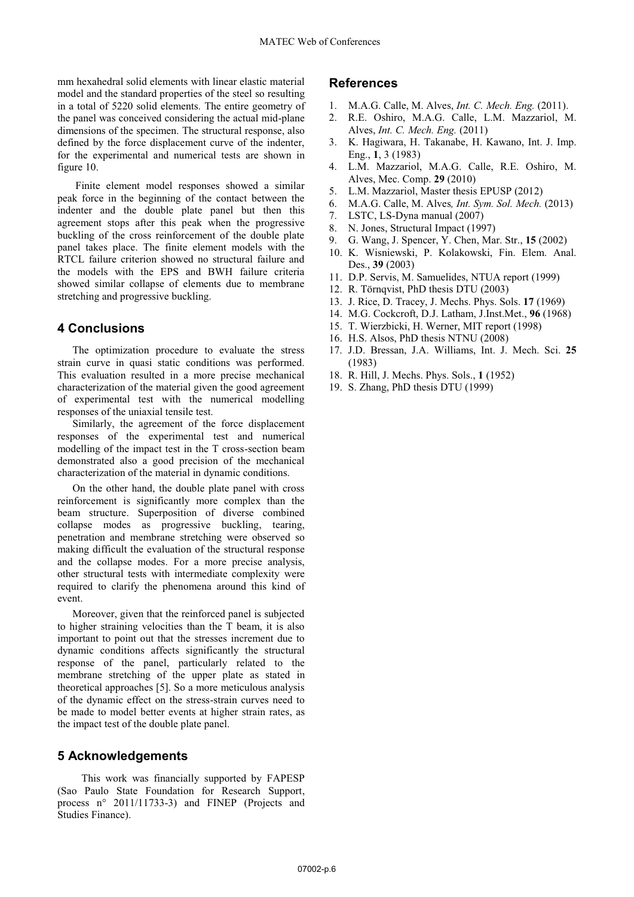mm hexahedral solid elements with linear elastic material model and the standard properties of the steel so resulting in a total of 5220 solid elements. The entire geometry of the panel was conceived considering the actual mid-plane dimensions of the specimen. The structural response, also defined by the force displacement curve of the indenter, for the experimental and numerical tests are shown in figure 10.

Finite element model responses showed a similar peak force in the beginning of the contact between the indenter and the double plate panel but then this agreement stops after this peak when the progressive buckling of the cross reinforcement of the double plate panel takes place. The finite element models with the RTCL failure criterion showed no structural failure and the models with the EPS and BWH failure criteria showed similar collapse of elements due to membrane stretching and progressive buckling.

## 4 Conclusions

The optimization procedure to evaluate the stress strain curve in quasi static conditions was performed. This evaluation resulted in a more precise mechanical characterization of the material given the good agreement of experimental test with the numerical modelling responses of the uniaxial tensile test.

Similarly, the agreement of the force displacement responses of the experimental test and numerical modelling of the impact test in the T cross-section beam demonstrated also a good precision of the mechanical characterization of the material in dynamic conditions.

On the other hand, the double plate panel with cross reinforcement is significantly more complex than the beam structure. Superposition of diverse combined collapse modes as progressive buckling, tearing, penetration and membrane stretching were observed so making difficult the evaluation of the structural response and the collapse modes. For a more precise analysis, other structural tests with intermediate complexity were required to clarify the phenomena around this kind of event.

Moreover, given that the reinforced panel is subjected to higher straining velocities than the T beam, it is also important to point out that the stresses increment due to dynamic conditions affects significantly the structural response of the panel, particularly related to the membrane stretching of the upper plate as stated in theoretical approaches [5]. So a more meticulous analysis of the dynamic effect on the stress-strain curves need to be made to model better events at higher strain rates, as the impact test of the double plate panel.

## 5 Acknowledgements

This work was financially supported by FAPESP (Sao Paulo State Foundation for Research Support, process n° 2011/11733-3) and FINEP (Projects and Studies Finance).

## References

1. M.A.G. Calle, M. Alves, *Int. C. Mech. Eng.* (2011).
2. R.E. Oshiro, M.A.G. Calle, L.M. Mazzariol, M. Alves, *Int. C. Mech. Eng.* (2011)
3. K. Hagiwara, H. Takanabe, H. Kawano, Int. J. Imp. Eng., **1**, 3 (1983)
4. L.M. Mazzariol, M.A.G. Calle, R.E. Oshiro, M. Alves, Mec. Comp. **29** (2010)
5. L.M. Mazzariol, Master thesis EPUSP (2012)
6. M.A.G. Calle, M. Alves*, Int. Sym. Sol. Mech.* (2013)
7. LSTC, LS-Dyna manual (2007)
8. N. Jones, Structural Impact (1997)
9. G. Wang, J. Spencer, Y. Chen, Mar. Str., **15** (2002)
10. K. Wisniewski, P. Kolakowski, Fin. Elem. Anal. Des., **39** (2003)
11. D.P. Servis, M. Samuelides, NTUA report (1999)
12. R. Törnqvist, PhD thesis DTU (2003)
13. J. Rice, D. Tracey, J. Mechs. Phys. Sols. **17** (1969)
14. M.G. Cockcroft, D.J. Latham, J.Inst.Met., **96** (1968)
15. T. Wierzbicki, H. Werner, MIT report (1998)
16. H.S. Alsos, PhD thesis NTNU (2008)
17. J.D. Bressan, J.A. Williams, Int. J. Mech. Sci. **25** (1983)
18. R. Hill, J. Mechs. Phys. Sols., **1** (1952)
19. S. Zhang, PhD thesis DTU (1999)